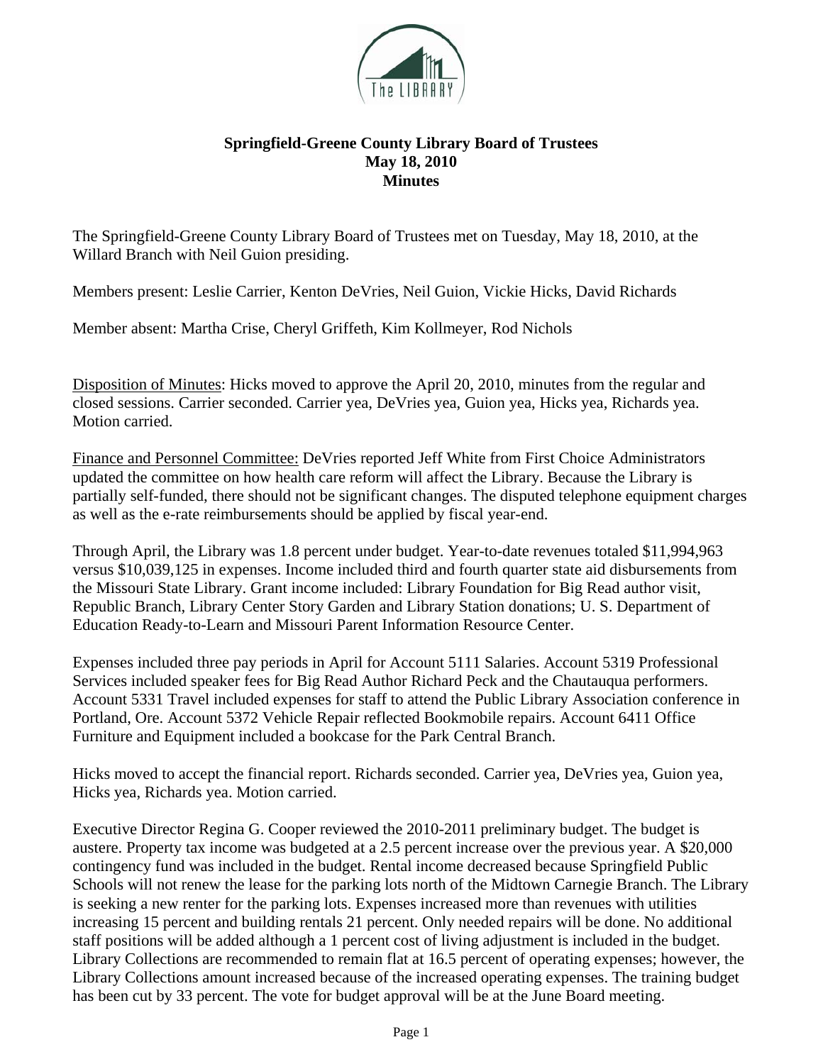**Springfield-Greene County Library Board of Trustees**
**May 18, 2010**
**Minutes**

The Springfield-Greene County Library Board of Trustees met on Tuesday, May 18, 2010, at the Willard Branch with Neil Guion presiding.

Members present: Leslie Carrier, Kenton DeVries, Neil Guion, Vickie Hicks, David Richards

Member absent: Martha Crise, Cheryl Griffeth, Kim Kollmeyer, Rod Nichols

Disposition of Minutes: Hicks moved to approve the April 20, 2010, minutes from the regular and closed sessions. Carrier seconded. Carrier yea, DeVries yea, Guion yea, Hicks yea, Richards yea. Motion carried.

Finance and Personnel Committee: DeVries reported Jeff White from First Choice Administrators updated the committee on how health care reform will affect the Library. Because the Library is partially self-funded, there should not be significant changes. The disputed telephone equipment charges as well as the e-rate reimbursements should be applied by fiscal year-end.

Through April, the Library was 1.8 percent under budget. Year-to-date revenues totaled $11,994,963 versus $10,039,125 in expenses. Income included third and fourth quarter state aid disbursements from the Missouri State Library. Grant income included: Library Foundation for Big Read author visit, Republic Branch, Library Center Story Garden and Library Station donations; U. S. Department of Education Ready-to-Learn and Missouri Parent Information Resource Center.

Expenses included three pay periods in April for Account 5111 Salaries. Account 5319 Professional Services included speaker fees for Big Read Author Richard Peck and the Chautauqua performers. Account 5331 Travel included expenses for staff to attend the Public Library Association conference in Portland, Ore. Account 5372 Vehicle Repair reflected Bookmobile repairs. Account 6411 Office Furniture and Equipment included a bookcase for the Park Central Branch.

Hicks moved to accept the financial report. Richards seconded. Carrier yea, DeVries yea, Guion yea, Hicks yea, Richards yea. Motion carried.

Executive Director Regina G. Cooper reviewed the 2010-2011 preliminary budget. The budget is austere. Property tax income was budgeted at a 2.5 percent increase over the previous year. A $20,000 contingency fund was included in the budget. Rental income decreased because Springfield Public Schools will not renew the lease for the parking lots north of the Midtown Carnegie Branch. The Library is seeking a new renter for the parking lots. Expenses increased more than revenues with utilities increasing 15 percent and building rentals 21 percent. Only needed repairs will be done. No additional staff positions will be added although a 1 percent cost of living adjustment is included in the budget. Library Collections are recommended to remain flat at 16.5 percent of operating expenses; however, the Library Collections amount increased because of the increased operating expenses. The training budget has been cut by 33 percent. The vote for budget approval will be at the June Board meeting.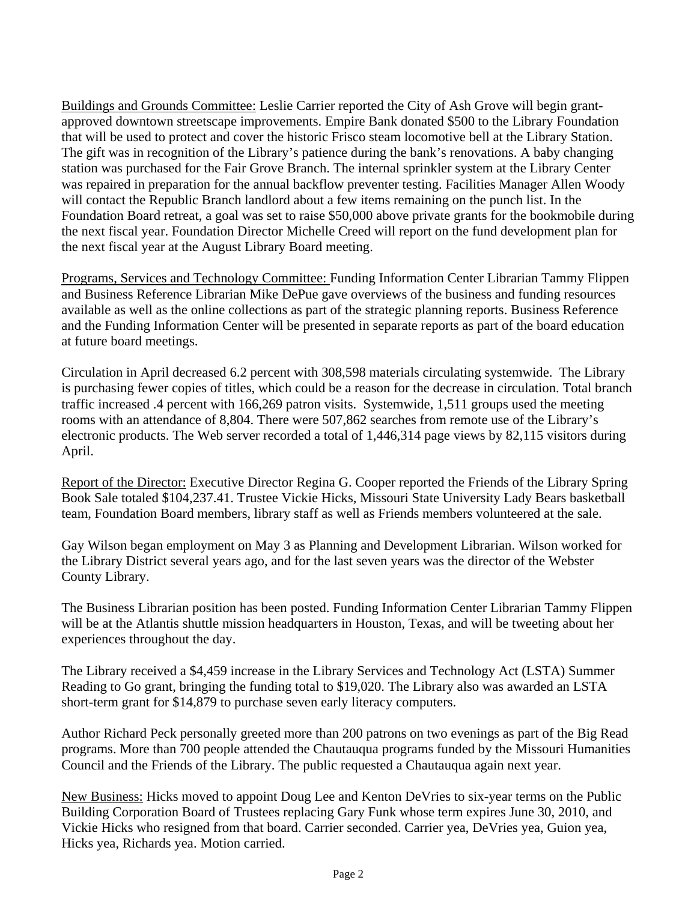Buildings and Grounds Committee: Leslie Carrier reported the City of Ash Grove will begin grant-approved downtown streetscape improvements. Empire Bank donated $500 to the Library Foundation that will be used to protect and cover the historic Frisco steam locomotive bell at the Library Station. The gift was in recognition of the Library's patience during the bank's renovations. A baby changing station was purchased for the Fair Grove Branch. The internal sprinkler system at the Library Center was repaired in preparation for the annual backflow preventer testing. Facilities Manager Allen Woody will contact the Republic Branch landlord about a few items remaining on the punch list. In the Foundation Board retreat, a goal was set to raise $50,000 above private grants for the bookmobile during the next fiscal year. Foundation Director Michelle Creed will report on the fund development plan for the next fiscal year at the August Library Board meeting.

Programs, Services and Technology Committee: Funding Information Center Librarian Tammy Flippen and Business Reference Librarian Mike DePue gave overviews of the business and funding resources available as well as the online collections as part of the strategic planning reports. Business Reference and the Funding Information Center will be presented in separate reports as part of the board education at future board meetings.

Circulation in April decreased 6.2 percent with 308,598 materials circulating systemwide. The Library is purchasing fewer copies of titles, which could be a reason for the decrease in circulation. Total branch traffic increased .4 percent with 166,269 patron visits. Systemwide, 1,511 groups used the meeting rooms with an attendance of 8,804. There were 507,862 searches from remote use of the Library's electronic products. The Web server recorded a total of 1,446,314 page views by 82,115 visitors during April.

Report of the Director: Executive Director Regina G. Cooper reported the Friends of the Library Spring Book Sale totaled $104,237.41. Trustee Vickie Hicks, Missouri State University Lady Bears basketball team, Foundation Board members, library staff as well as Friends members volunteered at the sale.

Gay Wilson began employment on May 3 as Planning and Development Librarian. Wilson worked for the Library District several years ago, and for the last seven years was the director of the Webster County Library.

The Business Librarian position has been posted. Funding Information Center Librarian Tammy Flippen will be at the Atlantis shuttle mission headquarters in Houston, Texas, and will be tweeting about her experiences throughout the day.

The Library received a $4,459 increase in the Library Services and Technology Act (LSTA) Summer Reading to Go grant, bringing the funding total to $19,020. The Library also was awarded an LSTA short-term grant for $14,879 to purchase seven early literacy computers.

Author Richard Peck personally greeted more than 200 patrons on two evenings as part of the Big Read programs. More than 700 people attended the Chautauqua programs funded by the Missouri Humanities Council and the Friends of the Library. The public requested a Chautauqua again next year.

New Business: Hicks moved to appoint Doug Lee and Kenton DeVries to six-year terms on the Public Building Corporation Board of Trustees replacing Gary Funk whose term expires June 30, 2010, and Vickie Hicks who resigned from that board. Carrier seconded. Carrier yea, DeVries yea, Guion yea, Hicks yea, Richards yea. Motion carried.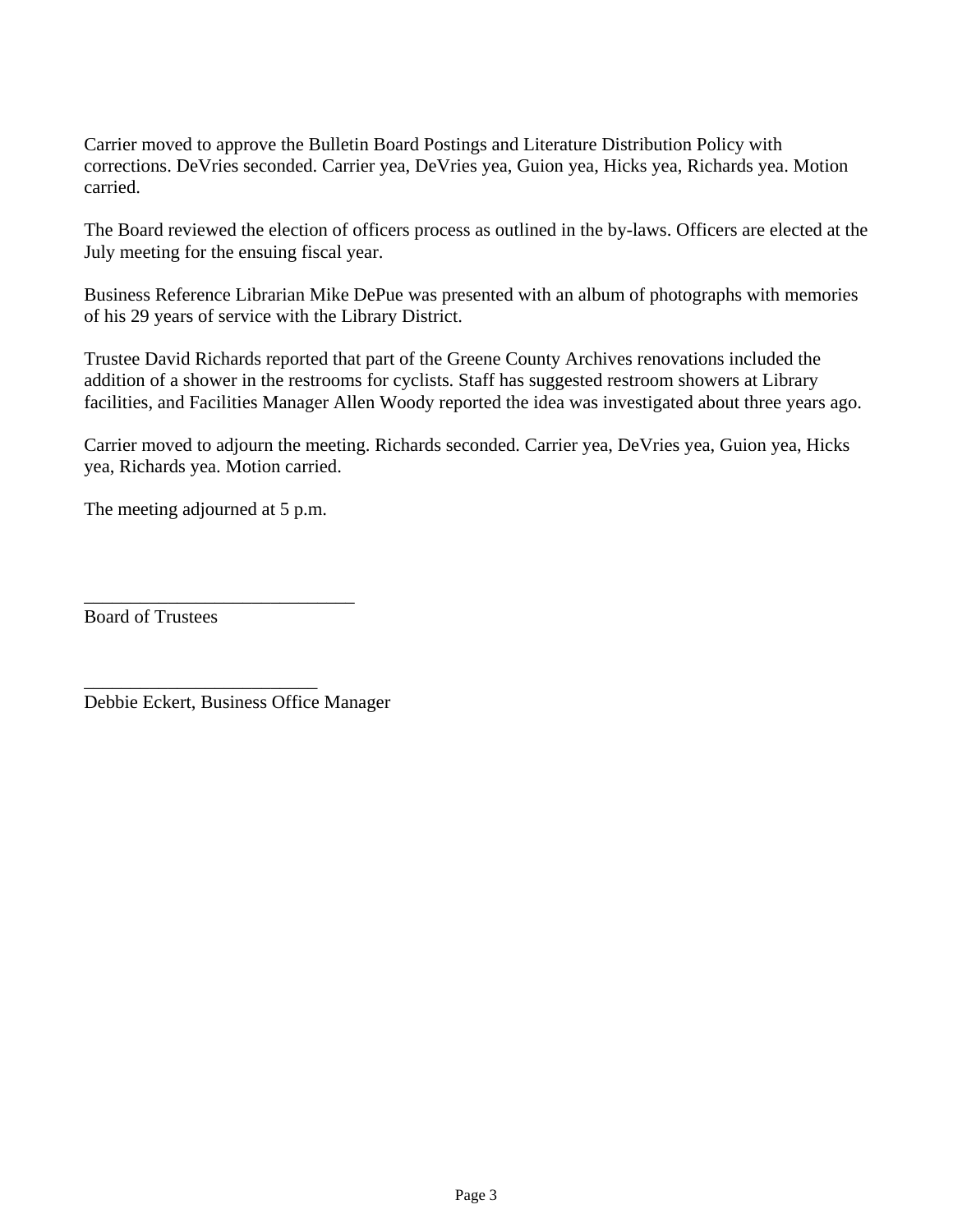Carrier moved to approve the Bulletin Board Postings and Literature Distribution Policy with corrections. DeVries seconded. Carrier yea, DeVries yea, Guion yea, Hicks yea, Richards yea. Motion carried.

The Board reviewed the election of officers process as outlined in the by-laws. Officers are elected at the July meeting for the ensuing fiscal year.

Business Reference Librarian Mike DePue was presented with an album of photographs with memories of his 29 years of service with the Library District.

Trustee David Richards reported that part of the Greene County Archives renovations included the addition of a shower in the restrooms for cyclists. Staff has suggested restroom showers at Library facilities, and Facilities Manager Allen Woody reported the idea was investigated about three years ago.

Carrier moved to adjourn the meeting. Richards seconded. Carrier yea, DeVries yea, Guion yea, Hicks yea, Richards yea. Motion carried.

The meeting adjourned at 5 p.m.

_____________________________
Board of Trustees

________________________
Debbie Eckert, Business Office Manager